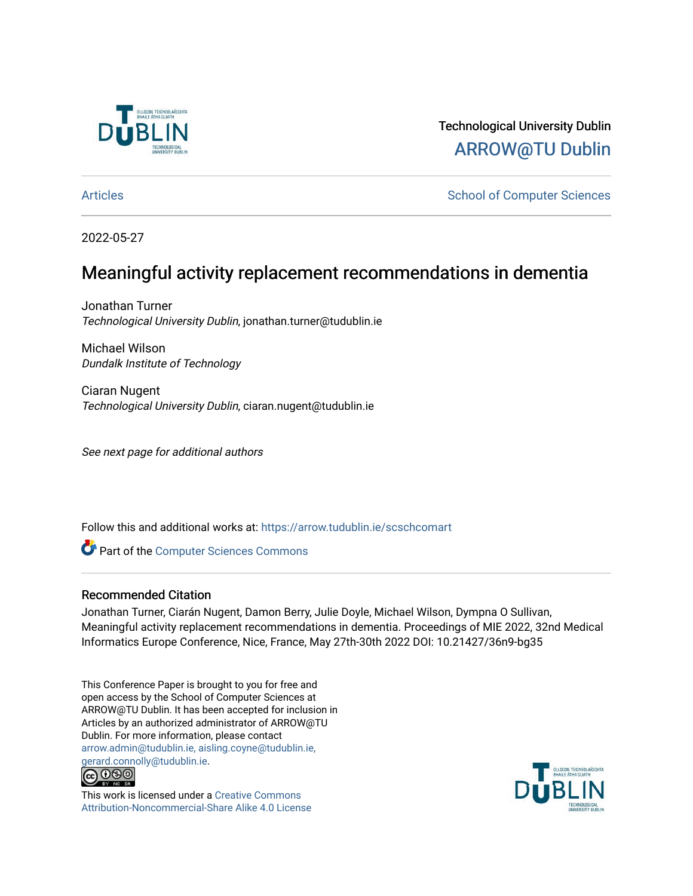Technological University Dublin

ARROW@TU Dublin

Articles | School of Computer Sciences

2022-05-27

# Meaningful activity replacement recommendations in dementia

Jonathan Turner
*Technological University Dublin*, jonathan.turner@tudublin.ie

Michael Wilson
*Dundalk Institute of Technology*

Ciaran Nugent
*Technological University Dublin*, ciaran.nugent@tudublin.ie

*See next page for additional authors*

Follow this and additional works at: https://arrow.tudublin.ie/scschcomart

Part of the Computer Sciences Commons

## Recommended Citation

Jonathan Turner, Ciarán Nugent, Damon Berry, Julie Doyle, Michael Wilson, Dympna O Sullivan, Meaningful activity replacement recommendations in dementia. Proceedings of MIE 2022, 32nd Medical Informatics Europe Conference, Nice, France, May 27th-30th 2022 DOI: 10.21427/36n9-bg35

This Conference Paper is brought to you for free and open access by the School of Computer Sciences at ARROW@TU Dublin. It has been accepted for inclusion in Articles by an authorized administrator of ARROW@TU Dublin. For more information, please contact arrow.admin@tudublin.ie, aisling.coyne@tudublin.ie, gerard.connolly@tudublin.ie.

This work is licensed under a Creative Commons Attribution-Noncommercial-Share Alike 4.0 License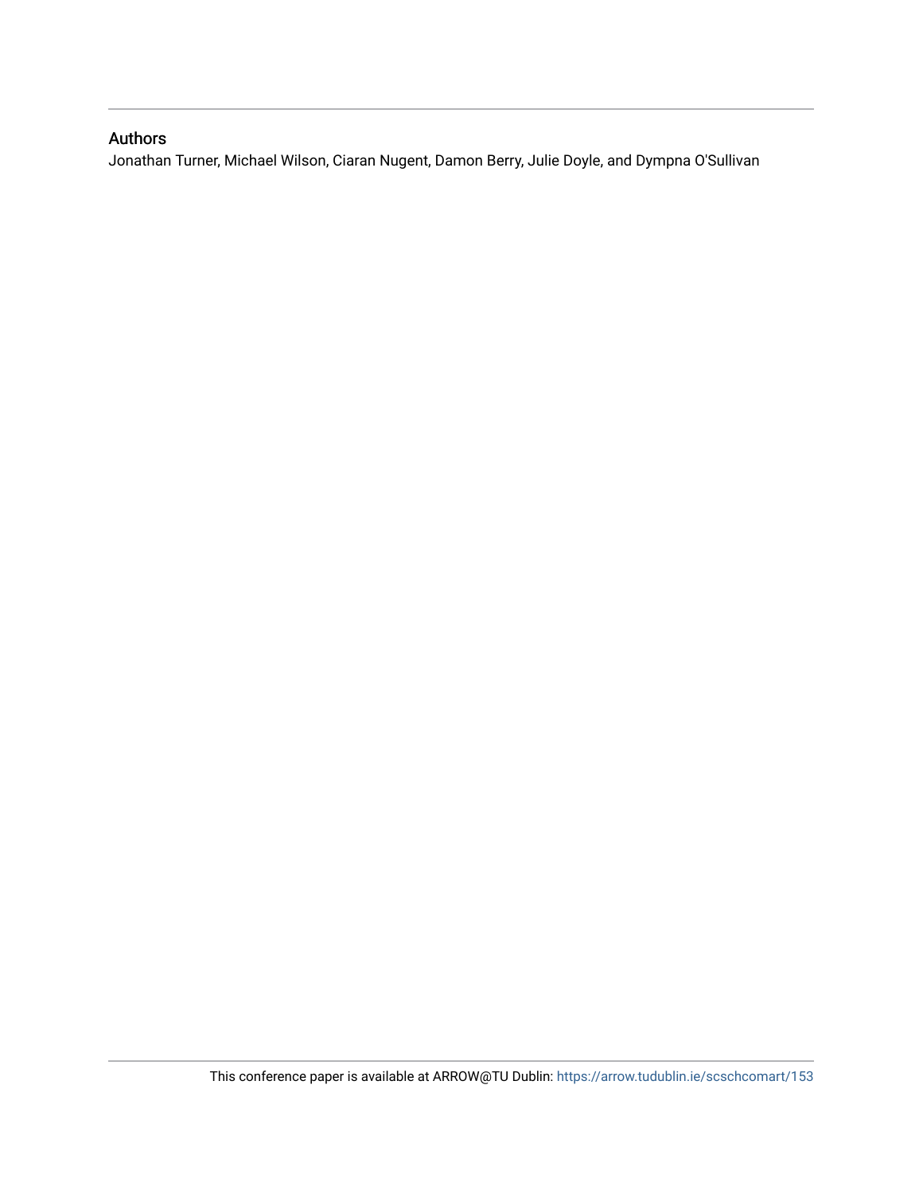## Authors

Jonathan Turner, Michael Wilson, Ciaran Nugent, Damon Berry, Julie Doyle, and Dympna O'Sullivan

This conference paper is available at ARROW@TU Dublin: https://arrow.tudublin.ie/scschcomart/153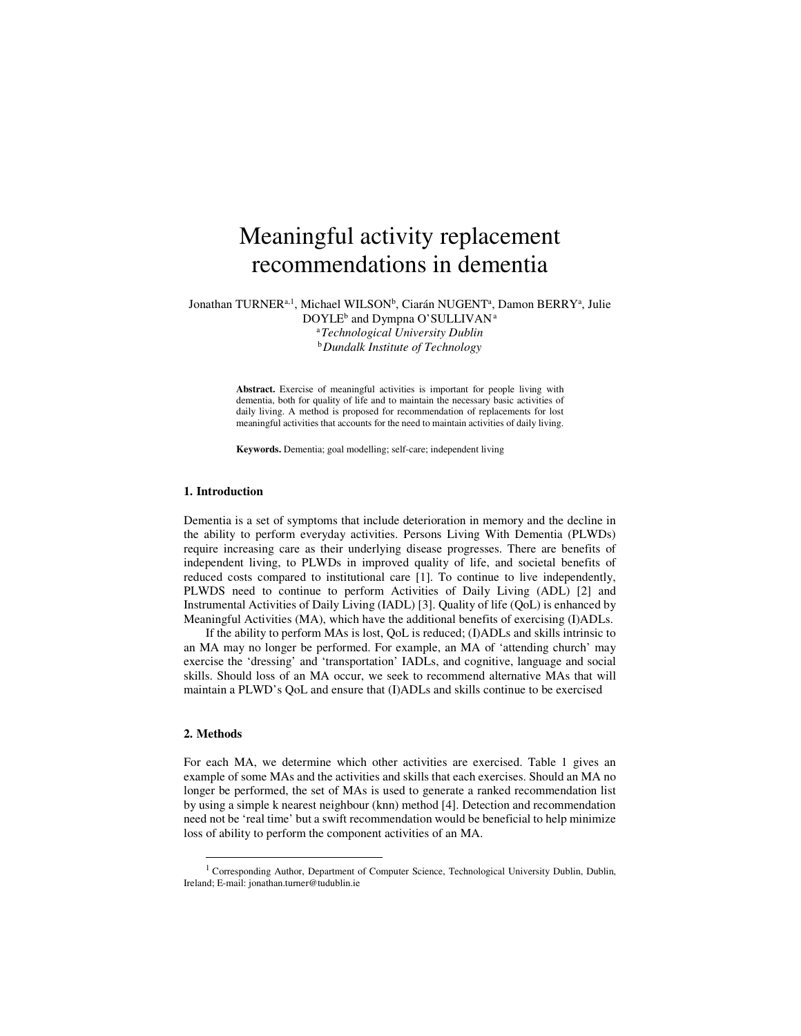# Meaningful activity replacement recommendations in dementia

Jonathan TURNER[a,1], Michael WILSON[b], Ciarán NUGENT[a], Damon BERRY[a], Julie DOYLE[b] and Dympna O'SULLIVAN[a]

[a] *Technological University Dublin*

[b] *Dundalk Institute of Technology*

**Abstract.** Exercise of meaningful activities is important for people living with dementia, both for quality of life and to maintain the necessary basic activities of daily living. A method is proposed for recommendation of replacements for lost meaningful activities that accounts for the need to maintain activities of daily living.

**Keywords.** Dementia; goal modelling; self-care; independent living

## 1. Introduction

Dementia is a set of symptoms that include deterioration in memory and the decline in the ability to perform everyday activities. Persons Living With Dementia (PLWDs) require increasing care as their underlying disease progresses. There are benefits of independent living, to PLWDs in improved quality of life, and societal benefits of reduced costs compared to institutional care [1]. To continue to live independently, PLWDS need to continue to perform Activities of Daily Living (ADL) [2] and Instrumental Activities of Daily Living (IADL) [3]. Quality of life (QoL) is enhanced by Meaningful Activities (MA), which have the additional benefits of exercising (I)ADLs.

If the ability to perform MAs is lost, QoL is reduced; (I)ADLs and skills intrinsic to an MA may no longer be performed. For example, an MA of 'attending church' may exercise the 'dressing' and 'transportation' IADLs, and cognitive, language and social skills. Should loss of an MA occur, we seek to recommend alternative MAs that will maintain a PLWD's QoL and ensure that (I)ADLs and skills continue to be exercised

## 2. Methods

For each MA, we determine which other activities are exercised. Table 1 gives an example of some MAs and the activities and skills that each exercises. Should an MA no longer be performed, the set of MAs is used to generate a ranked recommendation list by using a simple k nearest neighbour (knn) method [4]. Detection and recommendation need not be 'real time' but a swift recommendation would be beneficial to help minimize loss of ability to perform the component activities of an MA.

[1] Corresponding Author, Department of Computer Science, Technological University Dublin, Dublin, Ireland; E-mail: jonathan.turner@tudublin.ie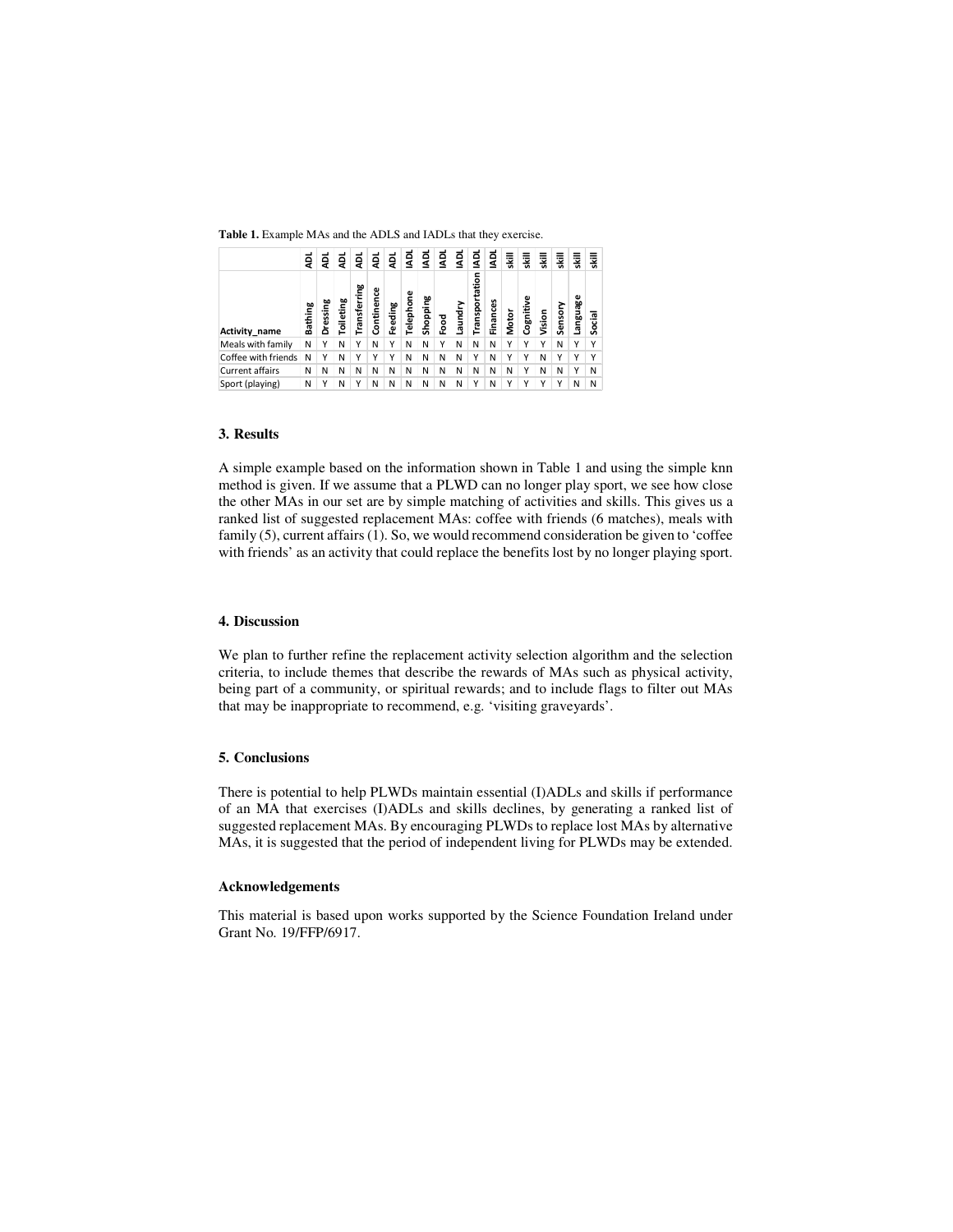**Table 1.** Example MAs and the ADLS and IADLs that they exercise.

| | ADL | ADL | ADL | ADL | ADL | ADL | IADL | IADL | IADL | IADL | IADL | IADL | skill | skill | skill | skill | skill | skill |
|---|---|---|---|---|---|---|---|---|---|---|---|---|---|---|---|---|---|---|
| Activity_name | Bathing | Dressing | Toileting | Transferring | Continence | Feeding | Telephone | Shopping | Food | Laundry | Transportation | Finances | Motor | Cognitive | Vision | Sensory | Language | Social |
| Meals with family | N | Y | N | Y | N | Y | N | N | Y | N | N | N | Y | Y | Y | N | Y | Y |
| Coffee with friends | N | Y | N | Y | Y | Y | N | N | N | N | Y | N | Y | Y | N | Y | Y | Y |
| Current affairs | N | N | N | N | N | N | N | N | N | N | N | N | N | Y | N | N | Y | N |
| Sport (playing) | N | Y | N | Y | N | N | N | N | N | N | Y | N | Y | Y | Y | Y | N | N |

## 3. Results

A simple example based on the information shown in Table 1 and using the simple knn method is given. If we assume that a PLWD can no longer play sport, we see how close the other MAs in our set are by simple matching of activities and skills. This gives us a ranked list of suggested replacement MAs: coffee with friends (6 matches), meals with family (5), current affairs (1). So, we would recommend consideration be given to 'coffee with friends' as an activity that could replace the benefits lost by no longer playing sport.

## 4. Discussion

We plan to further refine the replacement activity selection algorithm and the selection criteria, to include themes that describe the rewards of MAs such as physical activity, being part of a community, or spiritual rewards; and to include flags to filter out MAs that may be inappropriate to recommend, e.g. 'visiting graveyards'.

## 5. Conclusions

There is potential to help PLWDs maintain essential (I)ADLs and skills if performance of an MA that exercises (I)ADLs and skills declines, by generating a ranked list of suggested replacement MAs. By encouraging PLWDs to replace lost MAs by alternative MAs, it is suggested that the period of independent living for PLWDs may be extended.

### Acknowledgements

This material is based upon works supported by the Science Foundation Ireland under Grant No. 19/FFP/6917.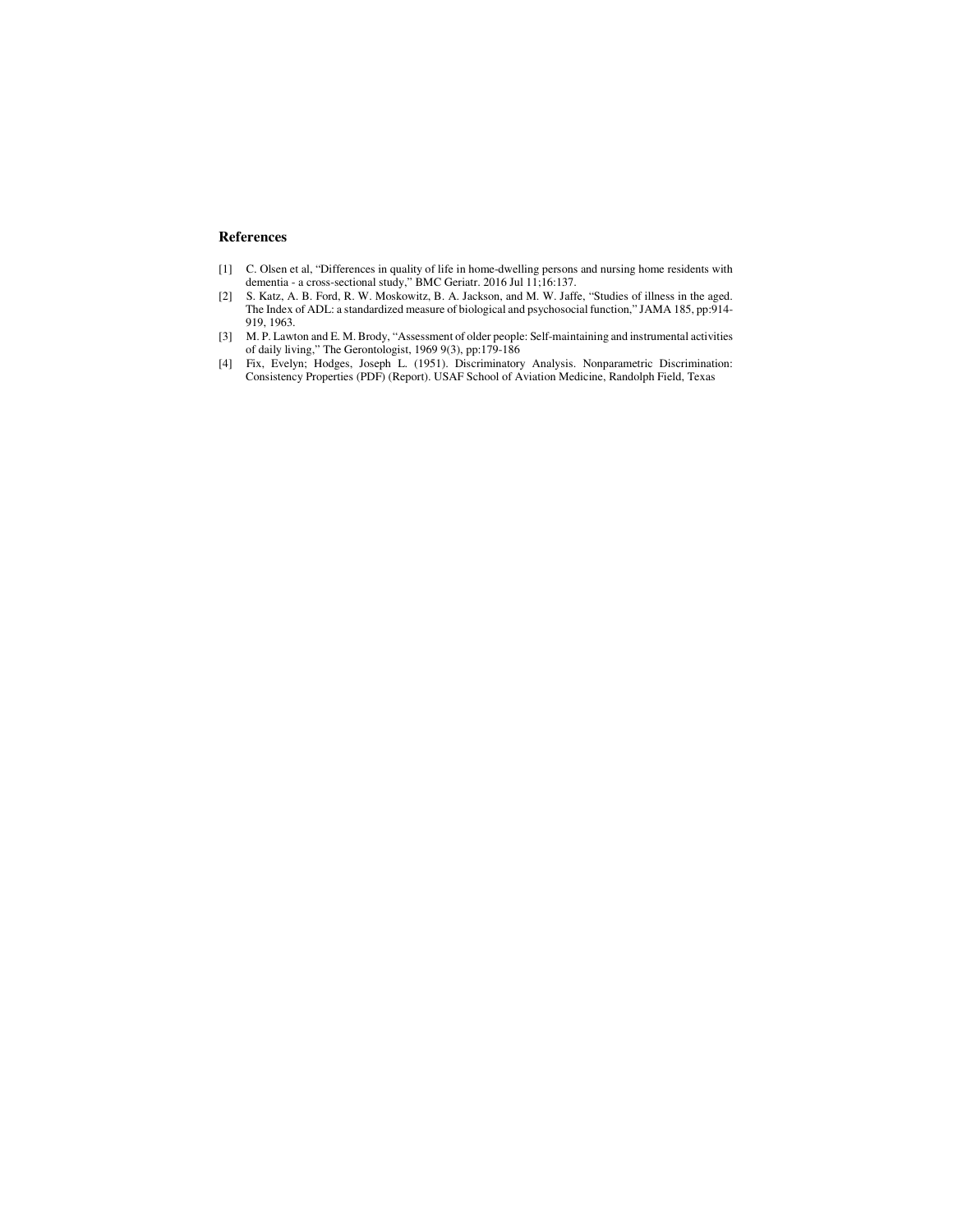## References

[1] C. Olsen et al, "Differences in quality of life in home-dwelling persons and nursing home residents with dementia - a cross-sectional study," BMC Geriatr. 2016 Jul 11;16:137.

[2] S. Katz, A. B. Ford, R. W. Moskowitz, B. A. Jackson, and M. W. Jaffe, "Studies of illness in the aged. The Index of ADL: a standardized measure of biological and psychosocial function," JAMA 185, pp:914-919, 1963.

[3] M. P. Lawton and E. M. Brody, "Assessment of older people: Self-maintaining and instrumental activities of daily living," The Gerontologist, 1969 9(3), pp:179-186

[4] Fix, Evelyn; Hodges, Joseph L. (1951). Discriminatory Analysis. Nonparametric Discrimination: Consistency Properties (PDF) (Report). USAF School of Aviation Medicine, Randolph Field, Texas